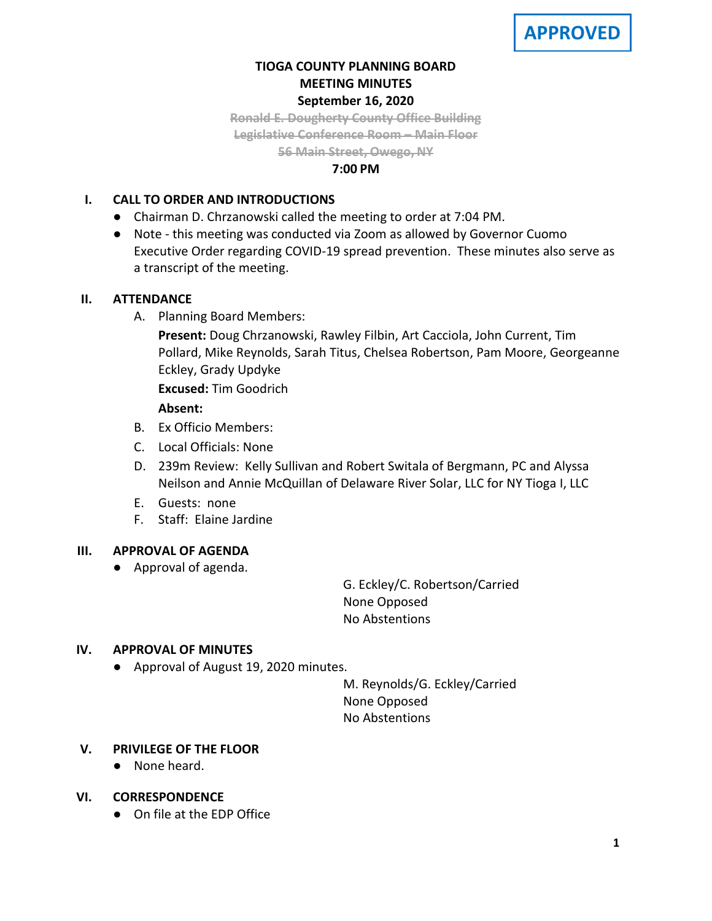**APPROVED**

# TIOGA COUNTY PLANNING BOARD
## MEETING MINUTES
### September 16, 2020

~~Ronald E. Dougherty County Office Building~~
~~Legislative Conference Room – Main Floor~~
~~56 Main Street, Owego, NY~~

**7:00 PM**

## I. CALL TO ORDER AND INTRODUCTIONS

- Chairman D. Chrzanowski called the meeting to order at 7:04 PM.
- Note - this meeting was conducted via Zoom as allowed by Governor Cuomo Executive Order regarding COVID-19 spread prevention. These minutes also serve as a transcript of the meeting.

## II. ATTENDANCE

A. Planning Board Members:

**Present:** Doug Chrzanowski, Rawley Filbin, Art Cacciola, John Current, Tim Pollard, Mike Reynolds, Sarah Titus, Chelsea Robertson, Pam Moore, Georgeanne Eckley, Grady Updyke

**Excused:** Tim Goodrich

**Absent:**

B. Ex Officio Members:

C. Local Officials: None

D. 239m Review: Kelly Sullivan and Robert Switala of Bergmann, PC and Alyssa Neilson and Annie McQuillan of Delaware River Solar, LLC for NY Tioga I, LLC

E. Guests: none

F. Staff: Elaine Jardine

## III. APPROVAL OF AGENDA

- Approval of agenda.

G. Eckley/C. Robertson/Carried
None Opposed
No Abstentions

## IV. APPROVAL OF MINUTES

- Approval of August 19, 2020 minutes.

M. Reynolds/G. Eckley/Carried
None Opposed
No Abstentions

## V. PRIVILEGE OF THE FLOOR

- None heard.

## VI. CORRESPONDENCE

- On file at the EDP Office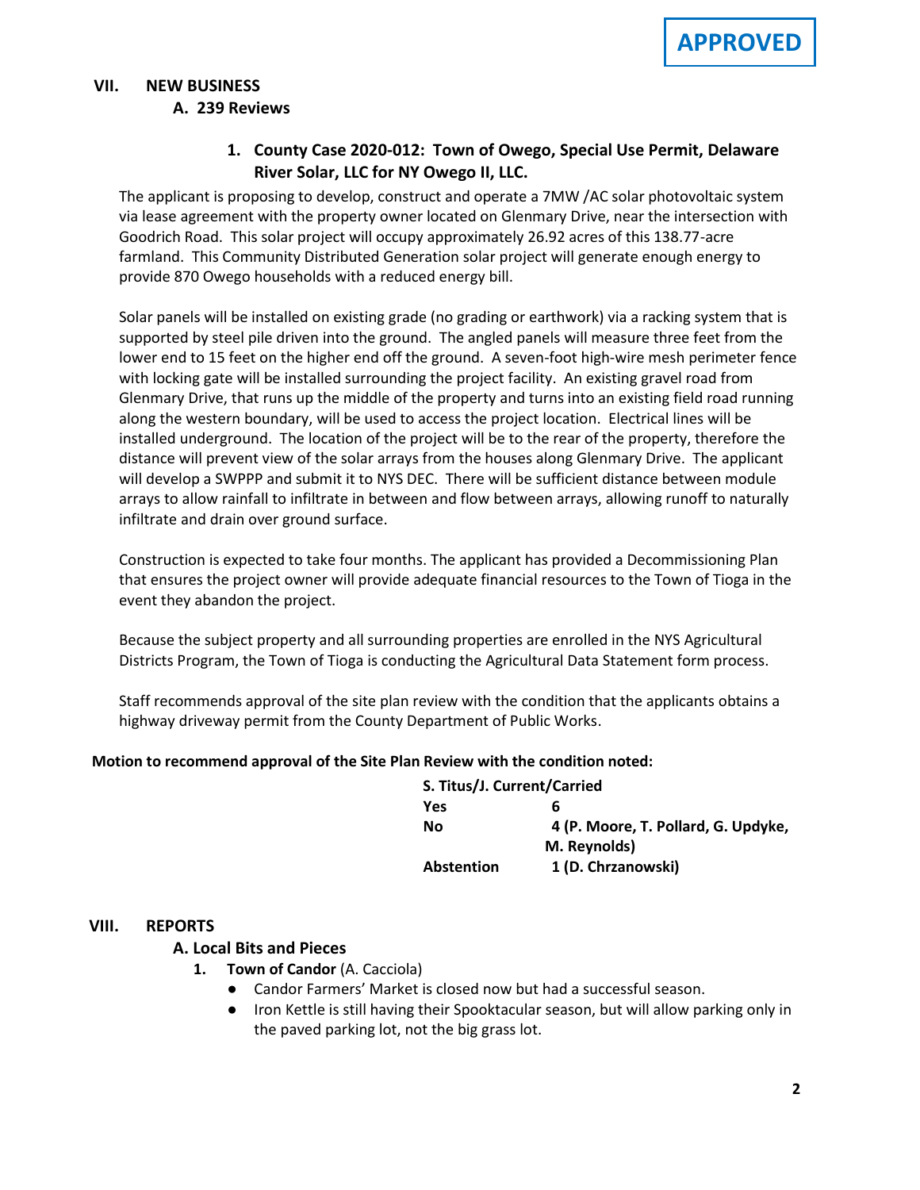**APPROVED**

## VII. NEW BUSINESS

### A. 239 Reviews

#### 1. County Case 2020-012: Town of Owego, Special Use Permit, Delaware River Solar, LLC for NY Owego II, LLC.

The applicant is proposing to develop, construct and operate a 7MW /AC solar photovoltaic system via lease agreement with the property owner located on Glenmary Drive, near the intersection with Goodrich Road. This solar project will occupy approximately 26.92 acres of this 138.77-acre farmland. This Community Distributed Generation solar project will generate enough energy to provide 870 Owego households with a reduced energy bill.

Solar panels will be installed on existing grade (no grading or earthwork) via a racking system that is supported by steel pile driven into the ground. The angled panels will measure three feet from the lower end to 15 feet on the higher end off the ground. A seven-foot high-wire mesh perimeter fence with locking gate will be installed surrounding the project facility. An existing gravel road from Glenmary Drive, that runs up the middle of the property and turns into an existing field road running along the western boundary, will be used to access the project location. Electrical lines will be installed underground. The location of the project will be to the rear of the property, therefore the distance will prevent view of the solar arrays from the houses along Glenmary Drive. The applicant will develop a SWPPP and submit it to NYS DEC. There will be sufficient distance between module arrays to allow rainfall to infiltrate in between and flow between arrays, allowing runoff to naturally infiltrate and drain over ground surface.

Construction is expected to take four months. The applicant has provided a Decommissioning Plan that ensures the project owner will provide adequate financial resources to the Town of Tioga in the event they abandon the project.

Because the subject property and all surrounding properties are enrolled in the NYS Agricultural Districts Program, the Town of Tioga is conducting the Agricultural Data Statement form process.

Staff recommends approval of the site plan review with the condition that the applicants obtains a highway driveway permit from the County Department of Public Works.

**Motion to recommend approval of the Site Plan Review with the condition noted:**

**S. Titus/J. Current/Carried**

| | |
|---|---|
| **Yes** | **6** |
| **No** | **4 (P. Moore, T. Pollard, G. Updyke, M. Reynolds)** |
| **Abstention** | **1 (D. Chrzanowski)** |

## VIII. REPORTS

### A. Local Bits and Pieces

1. **Town of Candor** (A. Cacciola)
   - Candor Farmers' Market is closed now but had a successful season.
   - Iron Kettle is still having their Spooktacular season, but will allow parking only in the paved parking lot, not the big grass lot.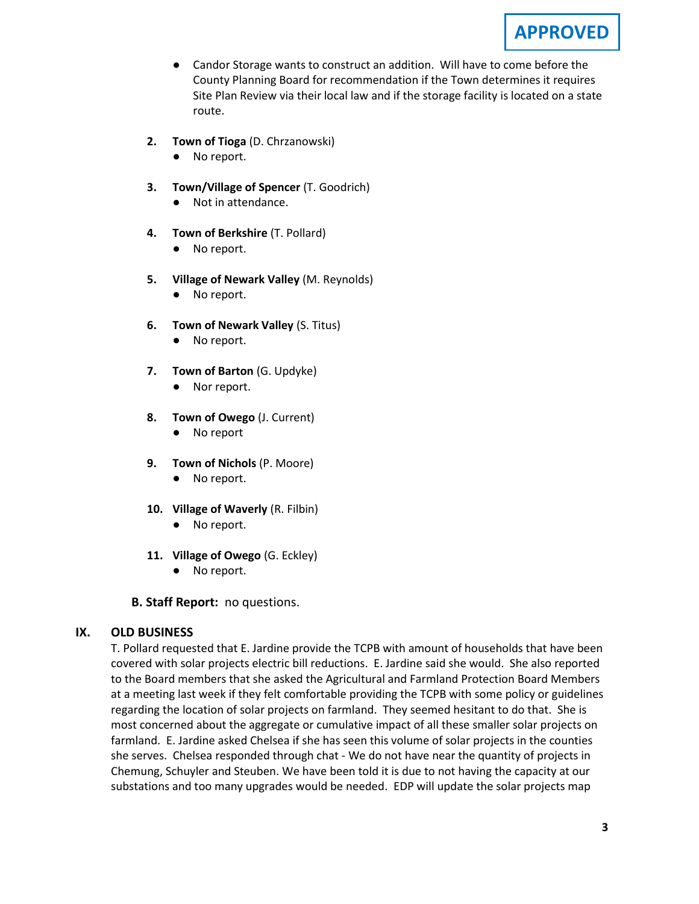**APPROVED**

- Candor Storage wants to construct an addition. Will have to come before the County Planning Board for recommendation if the Town determines it requires Site Plan Review via their local law and if the storage facility is located on a state route.

2. **Town of Tioga** (D. Chrzanowski)
   - No report.

3. **Town/Village of Spencer** (T. Goodrich)
   - Not in attendance.

4. **Town of Berkshire** (T. Pollard)
   - No report.

5. **Village of Newark Valley** (M. Reynolds)
   - No report.

6. **Town of Newark Valley** (S. Titus)
   - No report.

7. **Town of Barton** (G. Updyke)
   - Nor report.

8. **Town of Owego** (J. Current)
   - No report

9. **Town of Nichols** (P. Moore)
   - No report.

10. **Village of Waverly** (R. Filbin)
    - No report.

11. **Village of Owego** (G. Eckley)
    - No report.

**B. Staff Report:** no questions.

## IX. OLD BUSINESS

T. Pollard requested that E. Jardine provide the TCPB with amount of households that have been covered with solar projects electric bill reductions. E. Jardine said she would. She also reported to the Board members that she asked the Agricultural and Farmland Protection Board Members at a meeting last week if they felt comfortable providing the TCPB with some policy or guidelines regarding the location of solar projects on farmland. They seemed hesitant to do that. She is most concerned about the aggregate or cumulative impact of all these smaller solar projects on farmland. E. Jardine asked Chelsea if she has seen this volume of solar projects in the counties she serves. Chelsea responded through chat - We do not have near the quantity of projects in Chemung, Schuyler and Steuben. We have been told it is due to not having the capacity at our substations and too many upgrades would be needed. EDP will update the solar projects map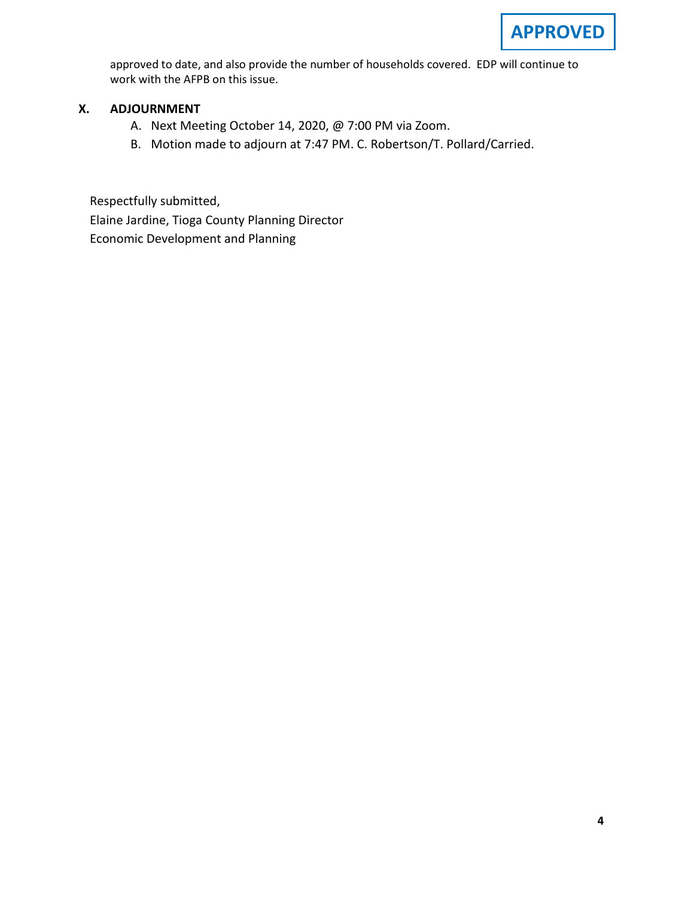**APPROVED**

approved to date, and also provide the number of households covered. EDP will continue to work with the AFPB on this issue.

## X. ADJOURNMENT

A. Next Meeting October 14, 2020, @ 7:00 PM via Zoom.
B. Motion made to adjourn at 7:47 PM. C. Robertson/T. Pollard/Carried.

Respectfully submitted,
Elaine Jardine, Tioga County Planning Director
Economic Development and Planning